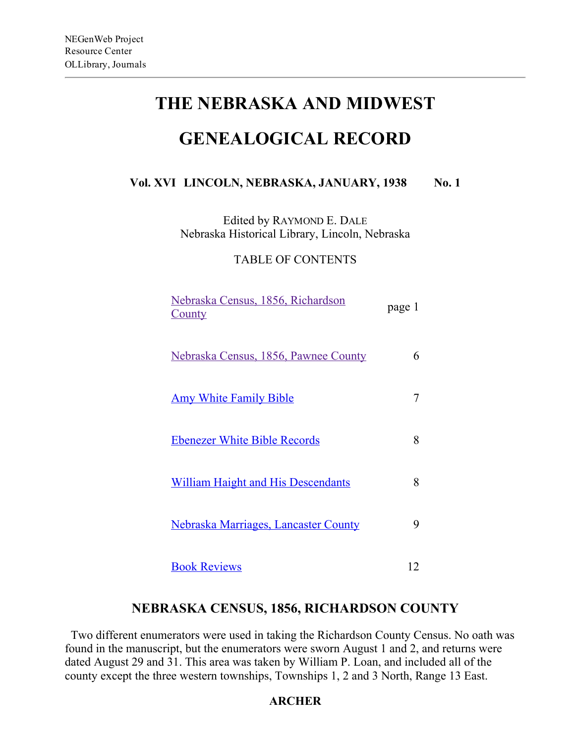NEGenWeb Project
Resource Center
OLLibrary, Journals

# THE NEBRASKA AND MIDWEST GENEALOGICAL RECORD

**Vol. XVI LINCOLN, NEBRASKA, JANUARY, 1938 No. 1**

Edited by RAYMOND E. DALE
Nebraska Historical Library, Lincoln, Nebraska

TABLE OF CONTENTS

| | |
|---|---|
| Nebraska Census, 1856, Richardson County | page 1 |
| Nebraska Census, 1856, Pawnee County | 6 |
| Amy White Family Bible | 7 |
| Ebenezer White Bible Records | 8 |
| William Haight and His Descendants | 8 |
| Nebraska Marriages, Lancaster County | 9 |
| Book Reviews | 12 |

## NEBRASKA CENSUS, 1856, RICHARDSON COUNTY

Two different enumerators were used in taking the Richardson County Census. No oath was found in the manuscript, but the enumerators were sworn August 1 and 2, and returns were dated August 29 and 31. This area was taken by William P. Loan, and included all of the county except the three western townships, Townships 1, 2 and 3 North, Range 13 East.

**ARCHER**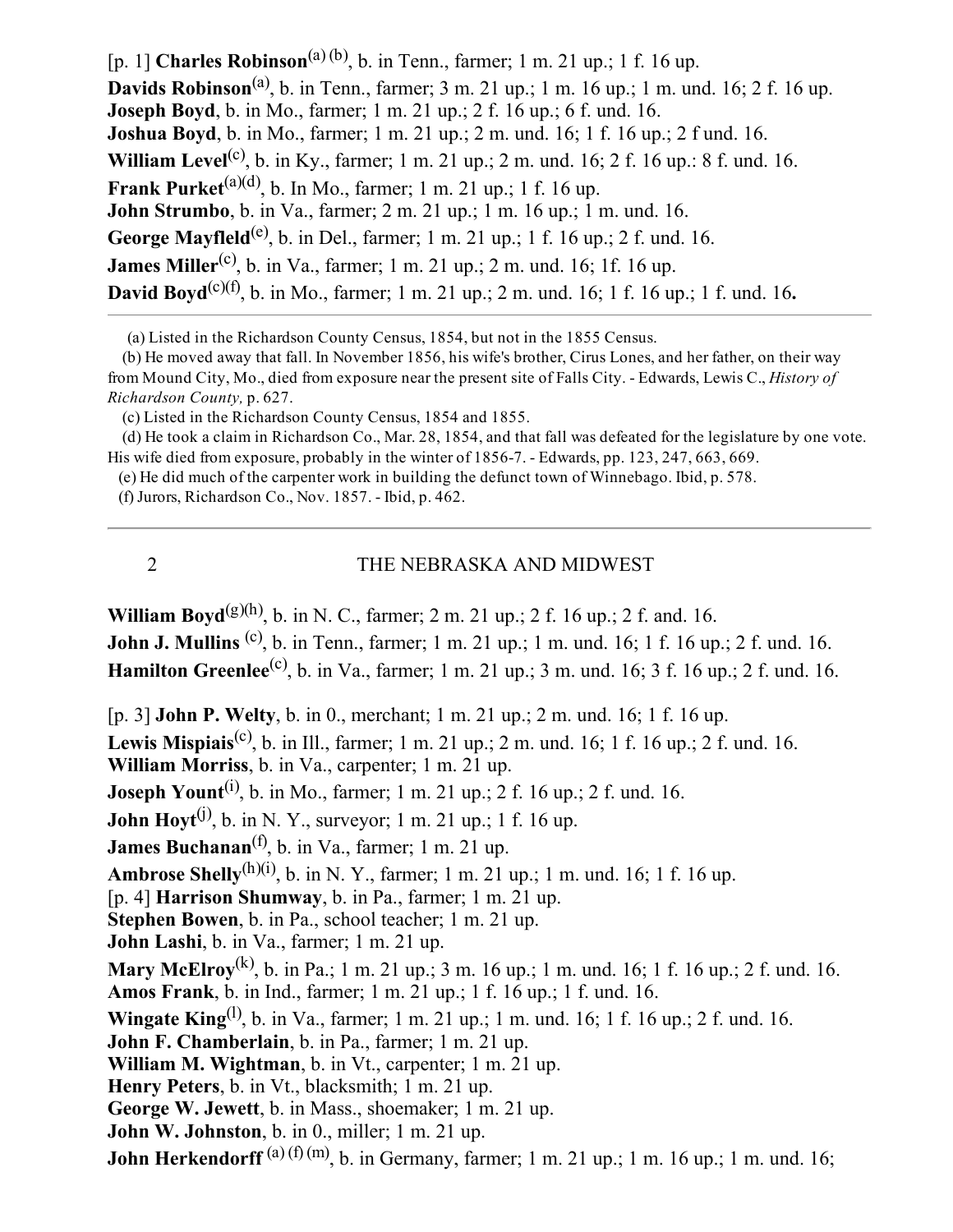[p. 1] **Charles Robinson**[a] [b], b. in Tenn., farmer; 1 m. 21 up.; 1 f. 16 up.
**Davids Robinson**[a], b. in Tenn., farmer; 3 m. 21 up.; 1 m. 16 up.; 1 m. und. 16; 2 f. 16 up.
**Joseph Boyd**, b. in Mo., farmer; 1 m. 21 up.; 2 f. 16 up.; 6 f. und. 16.
**Joshua Boyd**, b. in Mo., farmer; 1 m. 21 up.; 2 m. und. 16; 1 f. 16 up.; 2 f und. 16.
**William Level**[c], b. in Ky., farmer; 1 m. 21 up.; 2 m. und. 16; 2 f. 16 up.: 8 f. und. 16.
**Frank Purket**[a][d], b. In Mo., farmer; 1 m. 21 up.; 1 f. 16 up.
**John Strumbo**, b. in Va., farmer; 2 m. 21 up.; 1 m. 16 up.; 1 m. und. 16.
**George Mayfleld**[e], b. in Del., farmer; 1 m. 21 up.; 1 f. 16 up.; 2 f. und. 16.
**James Miller**[c], b. in Va., farmer; 1 m. 21 up.; 2 m. und. 16; 1f. 16 up.
**David Boyd**[c][f], b. in Mo., farmer; 1 m. 21 up.; 2 m. und. 16; 1 f. 16 up.; 1 f. und. 16.

---

(a) Listed in the Richardson County Census, 1854, but not in the 1855 Census.
(b) He moved away that fall. In November 1856, his wife's brother, Cirus Lones, and her father, on their way from Mound City, Mo., died from exposure near the present site of Falls City. - Edwards, Lewis C., *History of Richardson County,* p. 627.
(c) Listed in the Richardson County Census, 1854 and 1855.
(d) He took a claim in Richardson Co., Mar. 28, 1854, and that fall was defeated for the legislature by one vote. His wife died from exposure, probably in the winter of 1856-7. - Edwards, pp. 123, 247, 663, 669.
(e) He did much of the carpenter work in building the defunct town of Winnebago. Ibid, p. 578.
(f) Jurors, Richardson Co., Nov. 1857. - Ibid, p. 462.

---

**William Boyd**[g][h], b. in N. C., farmer; 2 m. 21 up.; 2 f. 16 up.; 2 f. and. 16.
**John J. Mullins** [c], b. in Tenn., farmer; 1 m. 21 up.; 1 m. und. 16; 1 f. 16 up.; 2 f. und. 16.
**Hamilton Greenlee**[c], b. in Va., farmer; 1 m. 21 up.; 3 m. und. 16; 3 f. 16 up.; 2 f. und. 16.

[p. 3] **John P. Welty**, b. in 0., merchant; 1 m. 21 up.; 2 m. und. 16; 1 f. 16 up.
**Lewis Mispiais**[c], b. in Ill., farmer; 1 m. 21 up.; 2 m. und. 16; 1 f. 16 up.; 2 f. und. 16.
**William Morriss**, b. in Va., carpenter; 1 m. 21 up.
**Joseph Yount**[i], b. in Mo., farmer; 1 m. 21 up.; 2 f. 16 up.; 2 f. und. 16.
**John Hoyt**[j], b. in N. Y., surveyor; 1 m. 21 up.; 1 f. 16 up.
**James Buchanan**[f], b. in Va., farmer; 1 m. 21 up.
**Ambrose Shelly**[h][i], b. in N. Y., farmer; 1 m. 21 up.; 1 m. und. 16; 1 f. 16 up.
[p. 4] **Harrison Shumway**, b. in Pa., farmer; 1 m. 21 up.
**Stephen Bowen**, b. in Pa., school teacher; 1 m. 21 up.
**John Lashi**, b. in Va., farmer; 1 m. 21 up.
**Mary McElroy**[k], b. in Pa.; 1 m. 21 up.; 3 m. 16 up.; 1 m. und. 16; 1 f. 16 up.; 2 f. und. 16.
**Amos Frank**, b. in Ind., farmer; 1 m. 21 up.; 1 f. 16 up.; 1 f. und. 16.
**Wingate King**[l], b. in Va., farmer; 1 m. 21 up.; 1 m. und. 16; 1 f. 16 up.; 2 f. und. 16.
**John F. Chamberlain**, b. in Pa., farmer; 1 m. 21 up.
**William M. Wightman**, b. in Vt., carpenter; 1 m. 21 up.
**Henry Peters**, b. in Vt., blacksmith; 1 m. 21 up.
**George W. Jewett**, b. in Mass., shoemaker; 1 m. 21 up.
**John W. Johnston**, b. in 0., miller; 1 m. 21 up.
**John Herkendorff** [a] [f] [m], b. in Germany, farmer; 1 m. 21 up.; 1 m. 16 up.; 1 m. und. 16;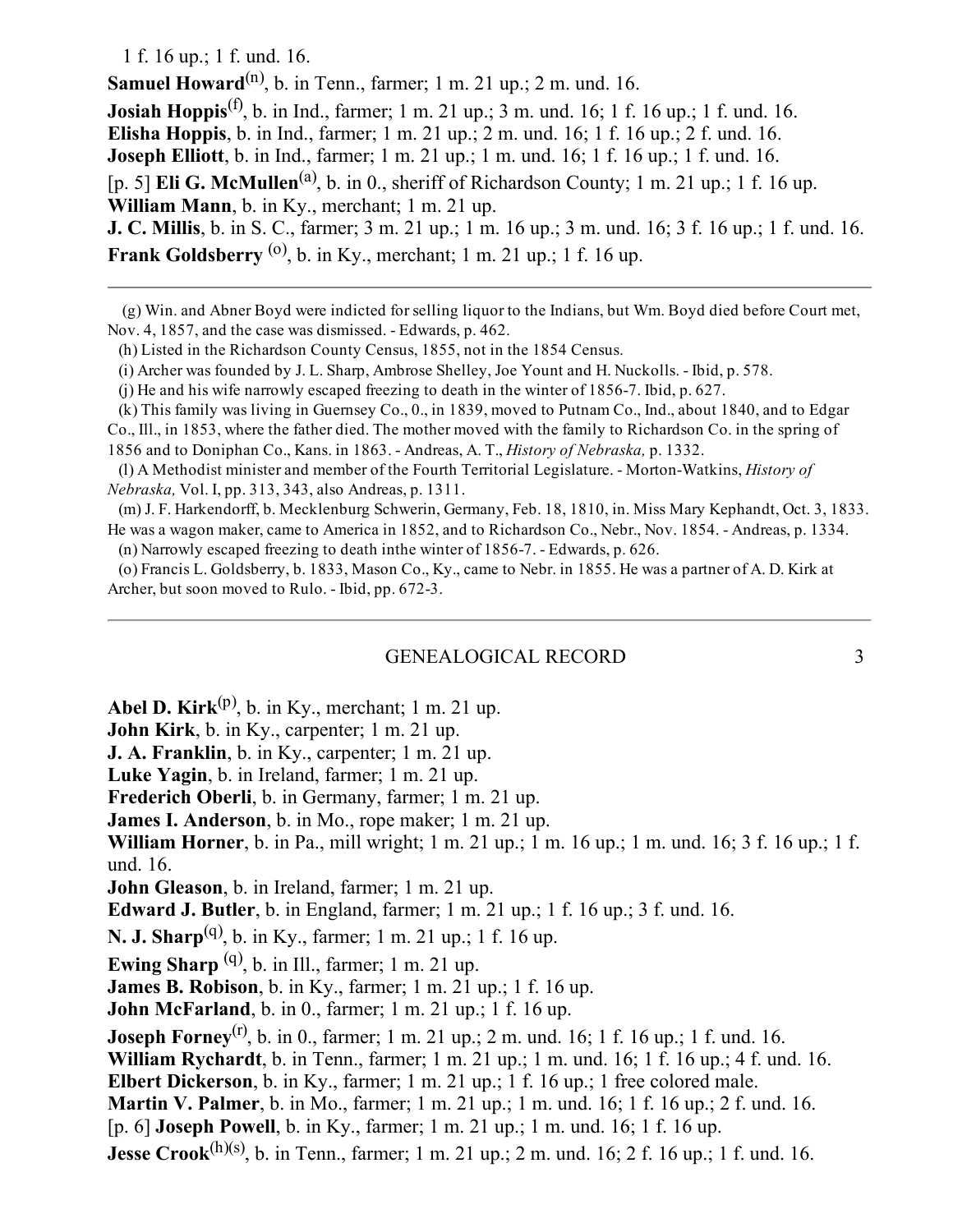1 f. 16 up.; 1 f. und. 16.

**Samuel Howard**[n], b. in Tenn., farmer; 1 m. 21 up.; 2 m. und. 16.

**Josiah Hoppis**[f], b. in Ind., farmer; 1 m. 21 up.; 3 m. und. 16; 1 f. 16 up.; 1 f. und. 16.

**Elisha Hoppis**, b. in Ind., farmer; 1 m. 21 up.; 2 m. und. 16; 1 f. 16 up.; 2 f. und. 16.

**Joseph Elliott**, b. in Ind., farmer; 1 m. 21 up.; 1 m. und. 16; 1 f. 16 up.; 1 f. und. 16.

[p. 5] **Eli G. McMullen**[a], b. in 0., sheriff of Richardson County; 1 m. 21 up.; 1 f. 16 up.

**William Mann**, b. in Ky., merchant; 1 m. 21 up.

**J. C. Millis**, b. in S. C., farmer; 3 m. 21 up.; 1 m. 16 up.; 3 m. und. 16; 3 f. 16 up.; 1 f. und. 16.

**Frank Goldsberry** [o], b. in Ky., merchant; 1 m. 21 up.; 1 f. 16 up.

---

(g) Win. and Abner Boyd were indicted for selling liquor to the Indians, but Wm. Boyd died before Court met, Nov. 4, 1857, and the case was dismissed. - Edwards, p. 462.

(h) Listed in the Richardson County Census, 1855, not in the 1854 Census.

(i) Archer was founded by J. L. Sharp, Ambrose Shelley, Joe Yount and H. Nuckolls. - Ibid, p. 578.

(j) He and his wife narrowly escaped freezing to death in the winter of 1856-7. Ibid, p. 627.

(k) This family was living in Guernsey Co., 0., in 1839, moved to Putnam Co., Ind., about 1840, and to Edgar Co., Ill., in 1853, where the father died. The mother moved with the family to Richardson Co. in the spring of 1856 and to Doniphan Co., Kans. in 1863. - Andreas, A. T., *History of Nebraska,* p. 1332.

(l) A Methodist minister and member of the Fourth Territorial Legislature. - Morton-Watkins, *History of Nebraska,* Vol. I, pp. 313, 343, also Andreas, p. 1311.

(m) J. F. Harkendorff, b. Mecklenburg Schwerin, Germany, Feb. 18, 1810, in. Miss Mary Kephandt, Oct. 3, 1833. He was a wagon maker, came to America in 1852, and to Richardson Co., Nebr., Nov. 1854. - Andreas, p. 1334.

(n) Narrowly escaped freezing to death inthe winter of 1856-7. - Edwards, p. 626.

(o) Francis L. Goldsberry, b. 1833, Mason Co., Ky., came to Nebr. in 1855. He was a partner of A. D. Kirk at Archer, but soon moved to Rulo. - Ibid, pp. 672-3.

---

**Abel D. Kirk**[p], b. in Ky., merchant; 1 m. 21 up.

**John Kirk**, b. in Ky., carpenter; 1 m. 21 up.

**J. A. Franklin**, b. in Ky., carpenter; 1 m. 21 up.

**Luke Yagin**, b. in Ireland, farmer; 1 m. 21 up.

**Frederich Oberli**, b. in Germany, farmer; 1 m. 21 up.

**James I. Anderson**, b. in Mo., rope maker; 1 m. 21 up.

**William Horner**, b. in Pa., mill wright; 1 m. 21 up.; 1 m. 16 up.; 1 m. und. 16; 3 f. 16 up.; 1 f. und. 16.

**John Gleason**, b. in Ireland, farmer; 1 m. 21 up.

**Edward J. Butler**, b. in England, farmer; 1 m. 21 up.; 1 f. 16 up.; 3 f. und. 16.

**N. J. Sharp**[q], b. in Ky., farmer; 1 m. 21 up.; 1 f. 16 up.

**Ewing Sharp** [q], b. in Ill., farmer; 1 m. 21 up.

**James B. Robison**, b. in Ky., farmer; 1 m. 21 up.; 1 f. 16 up.

**John McFarland**, b. in 0., farmer; 1 m. 21 up.; 1 f. 16 up.

**Joseph Forney**[r], b. in 0., farmer; 1 m. 21 up.; 2 m. und. 16; 1 f. 16 up.; 1 f. und. 16.

**William Rychardt**, b. in Tenn., farmer; 1 m. 21 up.; 1 m. und. 16; 1 f. 16 up.; 4 f. und. 16.

**Elbert Dickerson**, b. in Ky., farmer; 1 m. 21 up.; 1 f. 16 up.; 1 free colored male.

**Martin V. Palmer**, b. in Mo., farmer; 1 m. 21 up.; 1 m. und. 16; 1 f. 16 up.; 2 f. und. 16.

[p. 6] **Joseph Powell**, b. in Ky., farmer; 1 m. 21 up.; 1 m. und. 16; 1 f. 16 up.

**Jesse Crook**[h][s], b. in Tenn., farmer; 1 m. 21 up.; 2 m. und. 16; 2 f. 16 up.; 1 f. und. 16.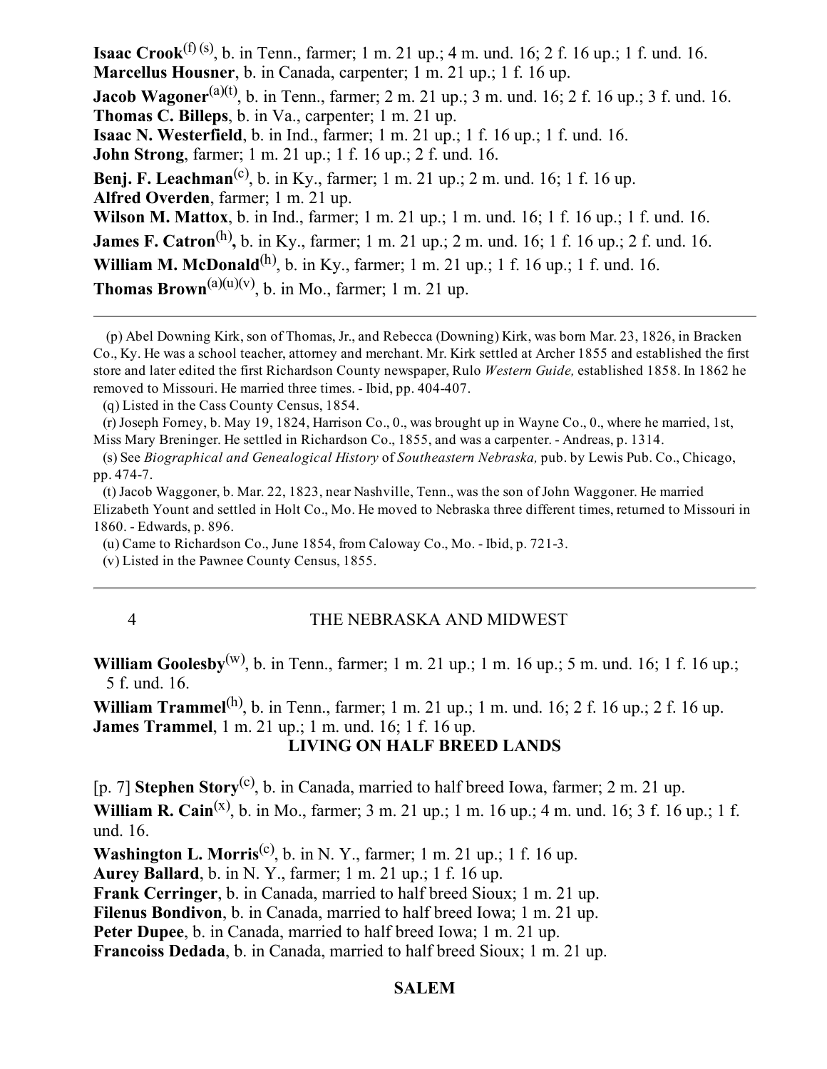**Isaac Crook**[f] [s], b. in Tenn., farmer; 1 m. 21 up.; 4 m. und. 16; 2 f. 16 up.; 1 f. und. 16.
**Marcellus Housner**, b. in Canada, carpenter; 1 m. 21 up.; 1 f. 16 up.
**Jacob Wagoner**[a][t], b. in Tenn., farmer; 2 m. 21 up.; 3 m. und. 16; 2 f. 16 up.; 3 f. und. 16.
**Thomas C. Billeps**, b. in Va., carpenter; 1 m. 21 up.
**Isaac N. Westerfield**, b. in Ind., farmer; 1 m. 21 up.; 1 f. 16 up.; 1 f. und. 16.
**John Strong**, farmer; 1 m. 21 up.; 1 f. 16 up.; 2 f. und. 16.
**Benj. F. Leachman**[c], b. in Ky., farmer; 1 m. 21 up.; 2 m. und. 16; 1 f. 16 up.
**Alfred Overden**, farmer; 1 m. 21 up.
**Wilson M. Mattox**, b. in Ind., farmer; 1 m. 21 up.; 1 m. und. 16; 1 f. 16 up.; 1 f. und. 16.
**James F. Catron**[h]**,** b. in Ky., farmer; 1 m. 21 up.; 2 m. und. 16; 1 f. 16 up.; 2 f. und. 16.
**William M. McDonald**[h], b. in Ky., farmer; 1 m. 21 up.; 1 f. 16 up.; 1 f. und. 16.
**Thomas Brown**[a][u][v], b. in Mo., farmer; 1 m. 21 up.

---

(p) Abel Downing Kirk, son of Thomas, Jr., and Rebecca (Downing) Kirk, was born Mar. 23, 1826, in Bracken Co., Ky. He was a school teacher, attorney and merchant. Mr. Kirk settled at Archer 1855 and established the first store and later edited the first Richardson County newspaper, Rulo *Western Guide,* established 1858. In 1862 he removed to Missouri. He married three times. - Ibid, pp. 404-407.

(q) Listed in the Cass County Census, 1854.

(r) Joseph Forney, b. May 19, 1824, Harrison Co., 0., was brought up in Wayne Co., 0., where he married, 1st, Miss Mary Breninger. He settled in Richardson Co., 1855, and was a carpenter. - Andreas, p. 1314.

(s) See *Biographical and Genealogical History* of *Southeastern Nebraska,* pub. by Lewis Pub. Co., Chicago, pp. 474-7.

(t) Jacob Waggoner, b. Mar. 22, 1823, near Nashville, Tenn., was the son of John Waggoner. He married Elizabeth Yount and settled in Holt Co., Mo. He moved to Nebraska three different times, returned to Missouri in 1860. - Edwards, p. 896.

(u) Came to Richardson Co., June 1854, from Caloway Co., Mo. - Ibid, p. 721-3.

(v) Listed in the Pawnee County Census, 1855.

---

**William Goolesby**[w], b. in Tenn., farmer; 1 m. 21 up.; 1 m. 16 up.; 5 m. und. 16; 1 f. 16 up.; 5 f. und. 16.
**William Trammel**[h], b. in Tenn., farmer; 1 m. 21 up.; 1 m. und. 16; 2 f. 16 up.; 2 f. 16 up.
**James Trammel**, 1 m. 21 up.; 1 m. und. 16; 1 f. 16 up.

## LIVING ON HALF BREED LANDS

[p. 7] **Stephen Story**[c], b. in Canada, married to half breed Iowa, farmer; 2 m. 21 up.
**William R. Cain**[x], b. in Mo., farmer; 3 m. 21 up.; 1 m. 16 up.; 4 m. und. 16; 3 f. 16 up.; 1 f. und. 16.
**Washington L. Morris**[c], b. in N. Y., farmer; 1 m. 21 up.; 1 f. 16 up.
**Aurey Ballard**, b. in N. Y., farmer; 1 m. 21 up.; 1 f. 16 up.
**Frank Cerringer**, b. in Canada, married to half breed Sioux; 1 m. 21 up.
**Filenus Bondivon**, b. in Canada, married to half breed Iowa; 1 m. 21 up.
**Peter Dupee**, b. in Canada, married to half breed Iowa; 1 m. 21 up.
**Francoiss Dedada**, b. in Canada, married to half breed Sioux; 1 m. 21 up.

## SALEM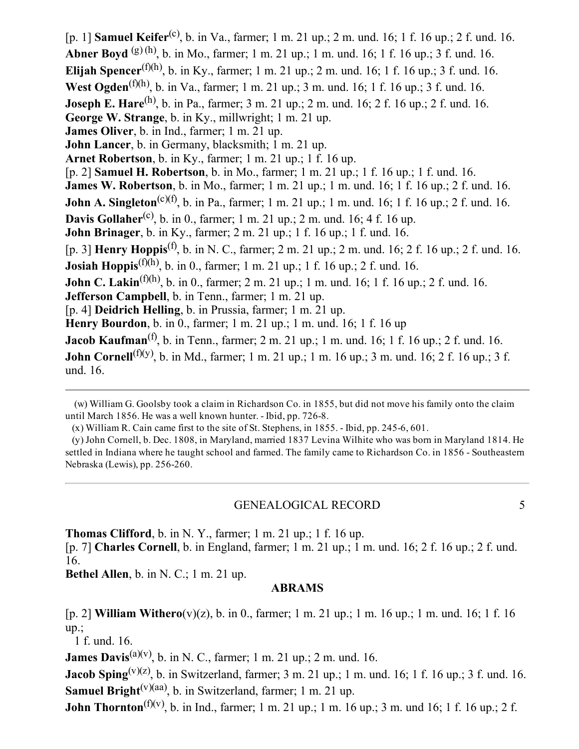[p. 1] **Samuel Keifer**[c], b. in Va., farmer; 1 m. 21 up.; 2 m. und. 16; 1 f. 16 up.; 2 f. und. 16.
**Abner Boyd**[g][h], b. in Mo., farmer; 1 m. 21 up.; 1 m. und. 16; 1 f. 16 up.; 3 f. und. 16.
**Elijah Spencer**[f][h], b. in Ky., farmer; 1 m. 21 up.; 2 m. und. 16; 1 f. 16 up.; 3 f. und. 16.
**West Ogden**[f][h], b. in Va., farmer; 1 m. 21 up.; 3 m. und. 16; 1 f. 16 up.; 3 f. und. 16.
**Joseph E. Hare**[h], b. in Pa., farmer; 3 m. 21 up.; 2 m. und. 16; 2 f. 16 up.; 2 f. und. 16.
**George W. Strange**, b. in Ky., millwright; 1 m. 21 up.
**James Oliver**, b. in Ind., farmer; 1 m. 21 up.
**John Lancer**, b. in Germany, blacksmith; 1 m. 21 up.
**Arnet Robertson**, b. in Ky., farmer; 1 m. 21 up.; 1 f. 16 up.
[p. 2] **Samuel H. Robertson**, b. in Mo., farmer; 1 m. 21 up.; 1 f. 16 up.; 1 f. und. 16.
**James W. Robertson**, b. in Mo., farmer; 1 m. 21 up.; 1 m. und. 16; 1 f. 16 up.; 2 f. und. 16.
**John A. Singleton**[c][f], b. in Pa., farmer; 1 m. 21 up.; 1 m. und. 16; 1 f. 16 up.; 2 f. und. 16.
**Davis Gollaher**[c], b. in 0., farmer; 1 m. 21 up.; 2 m. und. 16; 4 f. 16 up.
**John Brinager**, b. in Ky., farmer; 2 m. 21 up.; 1 f. 16 up.; 1 f. und. 16.
[p. 3] **Henry Hoppis**[f], b. in N. C., farmer; 2 m. 21 up.; 2 m. und. 16; 2 f. 16 up.; 2 f. und. 16.
**Josiah Hoppis**[f][h], b. in 0., farmer; 1 m. 21 up.; 1 f. 16 up.; 2 f. und. 16.
**John C. Lakin**[f][h], b. in 0., farmer; 2 m. 21 up.; 1 m. und. 16; 1 f. 16 up.; 2 f. und. 16.
**Jefferson Campbell**, b. in Tenn., farmer; 1 m. 21 up.
[p. 4] **Deidrich Helling**, b. in Prussia, farmer; 1 m. 21 up.
**Henry Bourdon**, b. in 0., farmer; 1 m. 21 up.; 1 m. und. 16; 1 f. 16 up
**Jacob Kaufman**[f], b. in Tenn., farmer; 2 m. 21 up.; 1 m. und. 16; 1 f. 16 up.; 2 f. und. 16.
**John Cornell**[f][y], b. in Md., farmer; 1 m. 21 up.; 1 m. 16 up.; 3 m. und. 16; 2 f. 16 up.; 3 f. und. 16.

---

(w) William G. Goolsby took a claim in Richardson Co. in 1855, but did not move his family onto the claim until March 1856. He was a well known hunter. - Ibid, pp. 726-8.

(x) William R. Cain came first to the site of St. Stephens, in 1855. - Ibid, pp. 245-6, 601.

(y) John Cornell, b. Dec. 1808, in Maryland, married 1837 Levina Wilhite who was born in Maryland 1814. He settled in Indiana where he taught school and farmed. The family came to Richardson Co. in 1856 - Southeastern Nebraska (Lewis), pp. 256-260.

---

**Thomas Clifford**, b. in N. Y., farmer; 1 m. 21 up.; 1 f. 16 up.
[p. 7] **Charles Cornell**, b. in England, farmer; 1 m. 21 up.; 1 m. und. 16; 2 f. 16 up.; 2 f. und. 16.
**Bethel Allen**, b. in N. C.; 1 m. 21 up.

## ABRAMS

[p. 2] **William Withero**(v)(z), b. in 0., farmer; 1 m. 21 up.; 1 m. 16 up.; 1 m. und. 16; 1 f. 16 up.; 1 f. und. 16.
**James Davis**[a][v], b. in N. C., farmer; 1 m. 21 up.; 2 m. und. 16.
**Jacob Sping**[v][z], b. in Switzerland, farmer; 3 m. 21 up.; 1 m. und. 16; 1 f. 16 up.; 3 f. und. 16.
**Samuel Bright**[v][aa], b. in Switzerland, farmer; 1 m. 21 up.
**John Thornton**[f][v], b. in Ind., farmer; 1 m. 21 up.; 1 m. 16 up.; 3 m. und 16; 1 f. 16 up.; 2 f.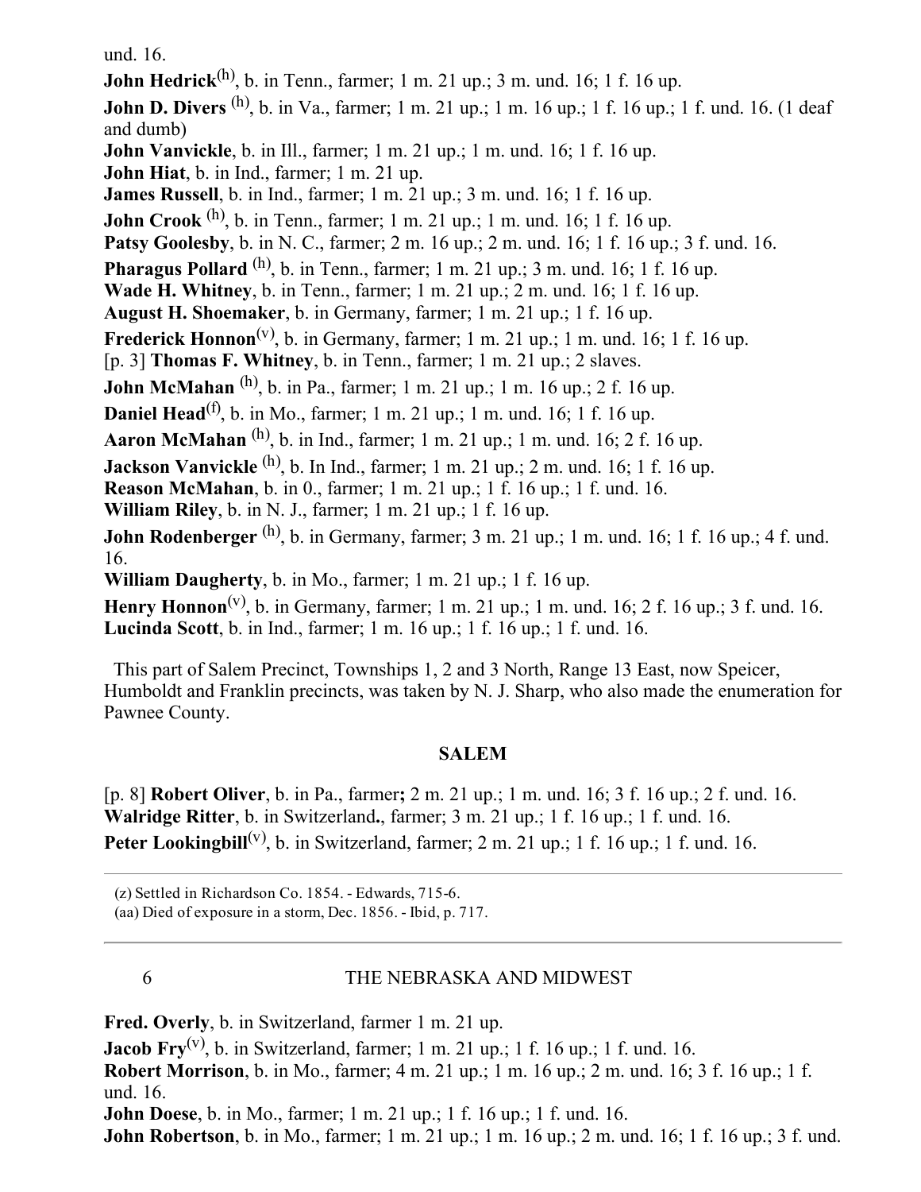und. 16.

**John Hedrick**[h], b. in Tenn., farmer; 1 m. 21 up.; 3 m. und. 16; 1 f. 16 up.

**John D. Divers** [h], b. in Va., farmer; 1 m. 21 up.; 1 m. 16 up.; 1 f. 16 up.; 1 f. und. 16. (1 deaf and dumb)

**John Vanvickle**, b. in Ill., farmer; 1 m. 21 up.; 1 m. und. 16; 1 f. 16 up.

**John Hiat**, b. in Ind., farmer; 1 m. 21 up.

**James Russell**, b. in Ind., farmer; 1 m. 21 up.; 3 m. und. 16; 1 f. 16 up.

**John Crook** [h], b. in Tenn., farmer; 1 m. 21 up.; 1 m. und. 16; 1 f. 16 up.

**Patsy Goolesby**, b. in N. C., farmer; 2 m. 16 up.; 2 m. und. 16; 1 f. 16 up.; 3 f. und. 16.

**Pharagus Pollard** [h], b. in Tenn., farmer; 1 m. 21 up.; 3 m. und. 16; 1 f. 16 up.

**Wade H. Whitney**, b. in Tenn., farmer; 1 m. 21 up.; 2 m. und. 16; 1 f. 16 up.

**August H. Shoemaker**, b. in Germany, farmer; 1 m. 21 up.; 1 f. 16 up.

**Frederick Honnon**[v], b. in Germany, farmer; 1 m. 21 up.; 1 m. und. 16; 1 f. 16 up.

[p. 3] **Thomas F. Whitney**, b. in Tenn., farmer; 1 m. 21 up.; 2 slaves.

**John McMahan** [h], b. in Pa., farmer; 1 m. 21 up.; 1 m. 16 up.; 2 f. 16 up.

**Daniel Head**[f], b. in Mo., farmer; 1 m. 21 up.; 1 m. und. 16; 1 f. 16 up.

**Aaron McMahan** [h], b. in Ind., farmer; 1 m. 21 up.; 1 m. und. 16; 2 f. 16 up.

**Jackson Vanvickle** [h], b. In Ind., farmer; 1 m. 21 up.; 2 m. und. 16; 1 f. 16 up.

**Reason McMahan**, b. in 0., farmer; 1 m. 21 up.; 1 f. 16 up.; 1 f. und. 16.

**William Riley**, b. in N. J., farmer; 1 m. 21 up.; 1 f. 16 up.

**John Rodenberger** [h], b. in Germany, farmer; 3 m. 21 up.; 1 m. und. 16; 1 f. 16 up.; 4 f. und. 16.

**William Daugherty**, b. in Mo., farmer; 1 m. 21 up.; 1 f. 16 up.

**Henry Honnon**[v], b. in Germany, farmer; 1 m. 21 up.; 1 m. und. 16; 2 f. 16 up.; 3 f. und. 16.

**Lucinda Scott**, b. in Ind., farmer; 1 m. 16 up.; 1 f. 16 up.; 1 f. und. 16.

This part of Salem Precinct, Townships 1, 2 and 3 North, Range 13 East, now Speicer, Humboldt and Franklin precincts, was taken by N. J. Sharp, who also made the enumeration for Pawnee County.

## SALEM

[p. 8] **Robert Oliver**, b. in Pa., farmer**;** 2 m. 21 up.; 1 m. und. 16; 3 f. 16 up.; 2 f. und. 16.

**Walridge Ritter**, b. in Switzerland**.**, farmer; 3 m. 21 up.; 1 f. 16 up.; 1 f. und. 16.

**Peter Lookingbill**[v], b. in Switzerland, farmer; 2 m. 21 up.; 1 f. 16 up.; 1 f. und. 16.

(z) Settled in Richardson Co. 1854. - Edwards, 715-6.

(aa) Died of exposure in a storm, Dec. 1856. - Ibid, p. 717.

---

**Fred. Overly**, b. in Switzerland, farmer 1 m. 21 up.

**Jacob Fry**[v], b. in Switzerland, farmer; 1 m. 21 up.; 1 f. 16 up.; 1 f. und. 16.

**Robert Morrison**, b. in Mo., farmer; 4 m. 21 up.; 1 m. 16 up.; 2 m. und. 16; 3 f. 16 up.; 1 f. und. 16.

**John Doese**, b. in Mo., farmer; 1 m. 21 up.; 1 f. 16 up.; 1 f. und. 16.

**John Robertson**, b. in Mo., farmer; 1 m. 21 up.; 1 m. 16 up.; 2 m. und. 16; 1 f. 16 up.; 3 f. und.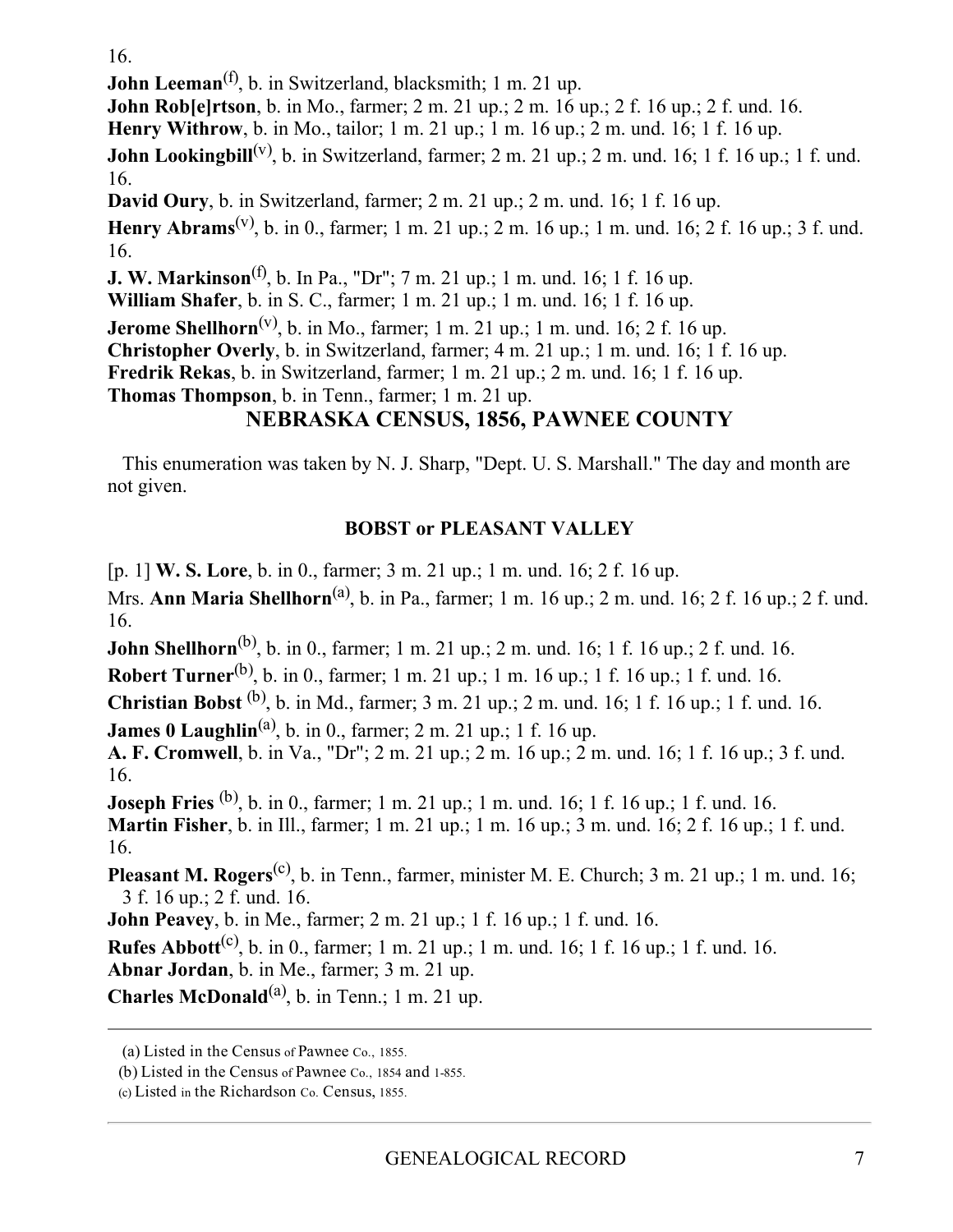16.

**John Leeman**[f], b. in Switzerland, blacksmith; 1 m. 21 up.

**John Rob[e]rtson**, b. in Mo., farmer; 2 m. 21 up.; 2 m. 16 up.; 2 f. 16 up.; 2 f. und. 16.

**Henry Withrow**, b. in Mo., tailor; 1 m. 21 up.; 1 m. 16 up.; 2 m. und. 16; 1 f. 16 up.

**John Lookingbill**[v], b. in Switzerland, farmer; 2 m. 21 up.; 2 m. und. 16; 1 f. 16 up.; 1 f. und. 16.

**David Oury**, b. in Switzerland, farmer; 2 m. 21 up.; 2 m. und. 16; 1 f. 16 up.

**Henry Abrams**[v], b. in 0., farmer; 1 m. 21 up.; 2 m. 16 up.; 1 m. und. 16; 2 f. 16 up.; 3 f. und. 16.

**J. W. Markinson**[f], b. In Pa., "Dr"; 7 m. 21 up.; 1 m. und. 16; 1 f. 16 up.

**William Shafer**, b. in S. C., farmer; 1 m. 21 up.; 1 m. und. 16; 1 f. 16 up.

**Jerome Shellhorn**[v], b. in Mo., farmer; 1 m. 21 up.; 1 m. und. 16; 2 f. 16 up.

**Christopher Overly**, b. in Switzerland, farmer; 4 m. 21 up.; 1 m. und. 16; 1 f. 16 up.

**Fredrik Rekas**, b. in Switzerland, farmer; 1 m. 21 up.; 2 m. und. 16; 1 f. 16 up.

**Thomas Thompson**, b. in Tenn., farmer; 1 m. 21 up.

## NEBRASKA CENSUS, 1856, PAWNEE COUNTY

This enumeration was taken by N. J. Sharp, "Dept. U. S. Marshall." The day and month are not given.

### BOBST or PLEASANT VALLEY

[p. 1] **W. S. Lore**, b. in 0., farmer; 3 m. 21 up.; 1 m. und. 16; 2 f. 16 up.

Mrs. **Ann Maria Shellhorn**[a], b. in Pa., farmer; 1 m. 16 up.; 2 m. und. 16; 2 f. 16 up.; 2 f. und. 16.

**John Shellhorn**[b], b. in 0., farmer; 1 m. 21 up.; 2 m. und. 16; 1 f. 16 up.; 2 f. und. 16.

**Robert Turner**[b], b. in 0., farmer; 1 m. 21 up.; 1 m. 16 up.; 1 f. 16 up.; 1 f. und. 16.

**Christian Bobst**[b], b. in Md., farmer; 3 m. 21 up.; 2 m. und. 16; 1 f. 16 up.; 1 f. und. 16.

**James 0 Laughlin**[a], b. in 0., farmer; 2 m. 21 up.; 1 f. 16 up.

**A. F. Cromwell**, b. in Va., "Dr"; 2 m. 21 up.; 2 m. 16 up.; 2 m. und. 16; 1 f. 16 up.; 3 f. und. 16.

**Joseph Fries**[b], b. in 0., farmer; 1 m. 21 up.; 1 m. und. 16; 1 f. 16 up.; 1 f. und. 16.

**Martin Fisher**, b. in Ill., farmer; 1 m. 21 up.; 1 m. 16 up.; 3 m. und. 16; 2 f. 16 up.; 1 f. und. 16.

**Pleasant M. Rogers**[c], b. in Tenn., farmer, minister M. E. Church; 3 m. 21 up.; 1 m. und. 16; 3 f. 16 up.; 2 f. und. 16.

**John Peavey**, b. in Me., farmer; 2 m. 21 up.; 1 f. 16 up.; 1 f. und. 16.

**Rufes Abbott**[c], b. in 0., farmer; 1 m. 21 up.; 1 m. und. 16; 1 f. 16 up.; 1 f. und. 16.

**Abnar Jordan**, b. in Me., farmer; 3 m. 21 up.

**Charles McDonald**[a], b. in Tenn.; 1 m. 21 up.

---

(a) Listed in the Census of Pawnee Co., 1855.

(b) Listed in the Census of Pawnee Co., 1854 and 1-855.

(c) Listed in the Richardson Co. Census, 1855.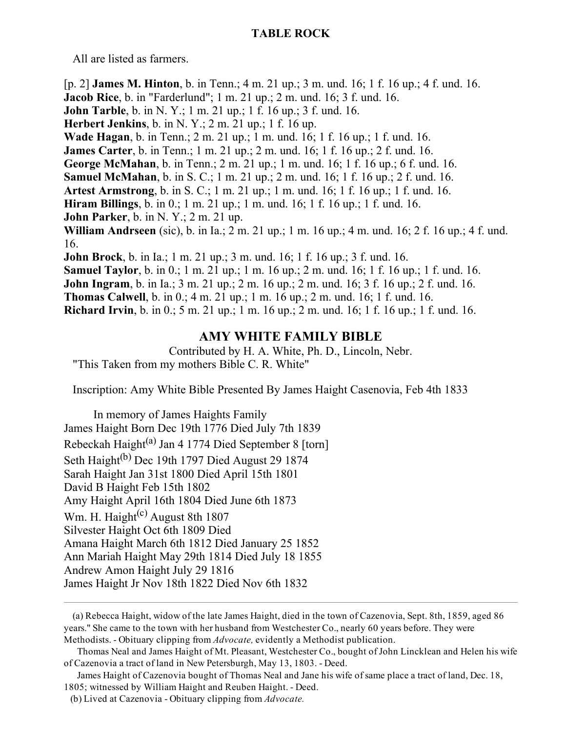## TABLE ROCK

All are listed as farmers.

[p. 2] **James M. Hinton**, b. in Tenn.; 4 m. 21 up.; 3 m. und. 16; 1 f. 16 up.; 4 f. und. 16.
**Jacob Rice**, b. in "Farderlund"; 1 m. 21 up.; 2 m. und. 16; 3 f. und. 16.
**John Tarble**, b. in N. Y.; 1 m. 21 up.; 1 f. 16 up.; 3 f. und. 16.
**Herbert Jenkins**, b. in N. Y.; 2 m. 21 up.; 1 f. 16 up.
**Wade Hagan**, b. in Tenn.; 2 m. 21 up.; 1 m. und. 16; 1 f. 16 up.; 1 f. und. 16.
**James Carter**, b. in Tenn.; 1 m. 21 up.; 2 m. und. 16; 1 f. 16 up.; 2 f. und. 16.
**George McMahan**, b. in Tenn.; 2 m. 21 up.; 1 m. und. 16; 1 f. 16 up.; 6 f. und. 16.
**Samuel McMahan**, b. in S. C.; 1 m. 21 up.; 2 m. und. 16; 1 f. 16 up.; 2 f. und. 16.
**Artest Armstrong**, b. in S. C.; 1 m. 21 up.; 1 m. und. 16; 1 f. 16 up.; 1 f. und. 16.
**Hiram Billings**, b. in 0.; 1 m. 21 up.; 1 m. und. 16; 1 f. 16 up.; 1 f. und. 16.
**John Parker**, b. in N. Y.; 2 m. 21 up.
**William Andrseen** (sic), b. in Ia.; 2 m. 21 up.; 1 m. 16 up.; 4 m. und. 16; 2 f. 16 up.; 4 f. und. 16.
**John Brock**, b. in Ia.; 1 m. 21 up.; 3 m. und. 16; 1 f. 16 up.; 3 f. und. 16.
**Samuel Taylor**, b. in 0.; 1 m. 21 up.; 1 m. 16 up.; 2 m. und. 16; 1 f. 16 up.; 1 f. und. 16.
**John Ingram**, b. in Ia.; 3 m. 21 up.; 2 m. 16 up.; 2 m. und. 16; 3 f. 16 up.; 2 f. und. 16.
**Thomas Calwell**, b. in 0.; 4 m. 21 up.; 1 m. 16 up.; 2 m. und. 16; 1 f. und. 16.
**Richard Irvin**, b. in 0.; 5 m. 21 up.; 1 m. 16 up.; 2 m. und. 16; 1 f. 16 up.; 1 f. und. 16.

## AMY WHITE FAMILY BIBLE

Contributed by H. A. White, Ph. D., Lincoln, Nebr.
"This Taken from my mothers Bible C. R. White"

Inscription: Amy White Bible Presented By James Haight Casenovia, Feb 4th 1833

In memory of James Haights Family
James Haight Born Dec 19th 1776 Died July 7th 1839
Rebeckah Haight[a] Jan 4 1774 Died September 8 [torn]
Seth Haight[b] Dec 19th 1797 Died August 29 1874
Sarah Haight Jan 31st 1800 Died April 15th 1801
David B Haight Feb 15th 1802
Amy Haight April 16th 1804 Died June 6th 1873
Wm. H. Haight[c] August 8th 1807
Silvester Haight Oct 6th 1809 Died
Amana Haight March 6th 1812 Died January 25 1852
Ann Mariah Haight May 29th 1814 Died July 18 1855
Andrew Amon Haight July 29 1816
James Haight Jr Nov 18th 1822 Died Nov 6th 1832

---

(a) Rebecca Haight, widow of the late James Haight, died in the town of Cazenovia, Sept. 8th, 1859, aged 86 years." She came to the town with her husband from Westchester Co., nearly 60 years before. They were Methodists. - Obituary clipping from *Advocate,* evidently a Methodist publication.

Thomas Neal and James Haight of Mt. Pleasant, Westchester Co., bought of John Lincklean and Helen his wife of Cazenovia a tract of land in New Petersburgh, May 13, 1803. - Deed.

James Haight of Cazenovia bought of Thomas Neal and Jane his wife of same place a tract of land, Dec. 18, 1805; witnessed by William Haight and Reuben Haight. - Deed.

(b) Lived at Cazenovia - Obituary clipping from *Advocate.*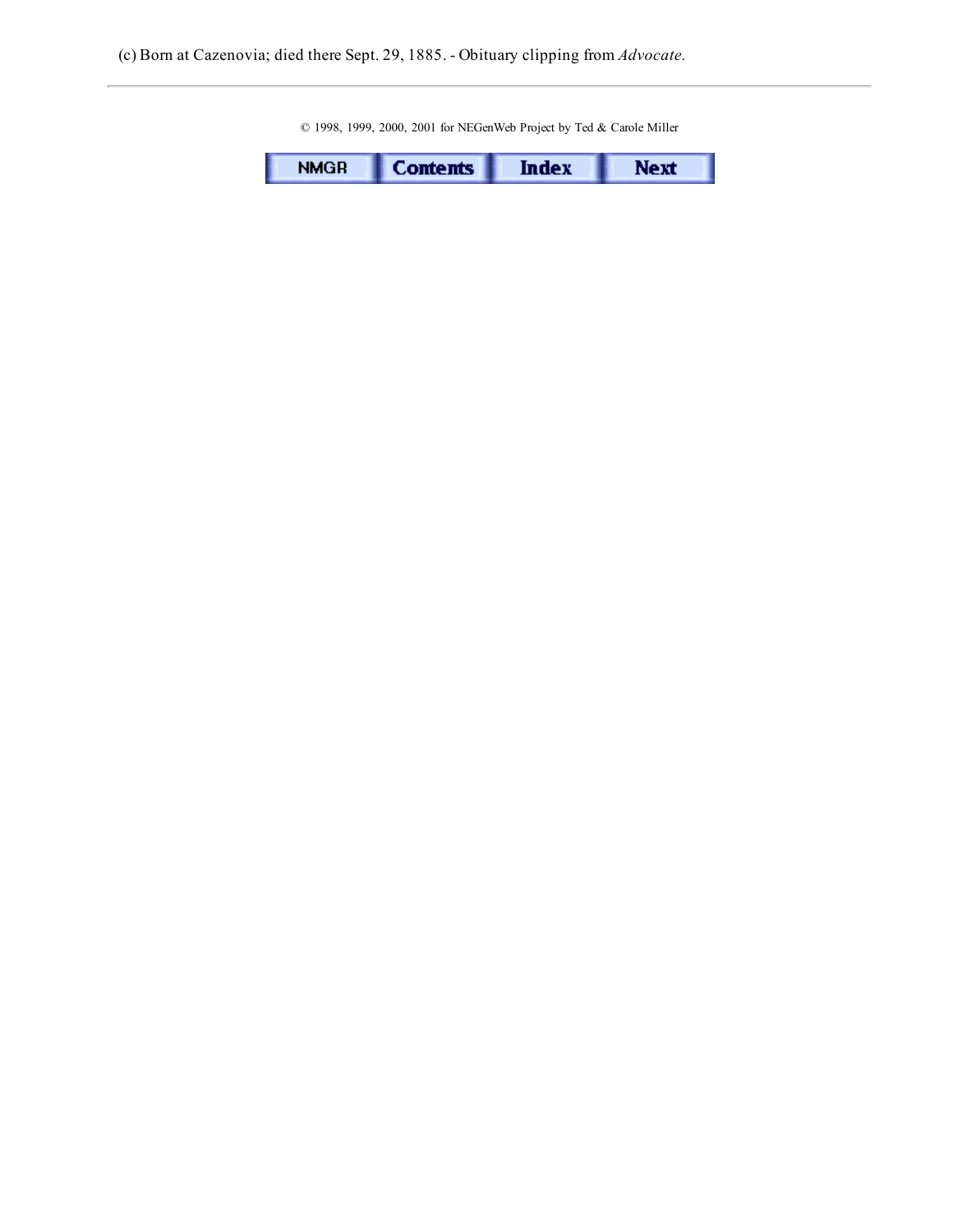(c) Born at Cazenovia; died there Sept. 29, 1885. - Obituary clipping from *Advocate.*

---

© 1998, 1999, 2000, 2001 for NEGenWeb Project by Ted & Carole Miller

NMGR | Contents | Index | Next